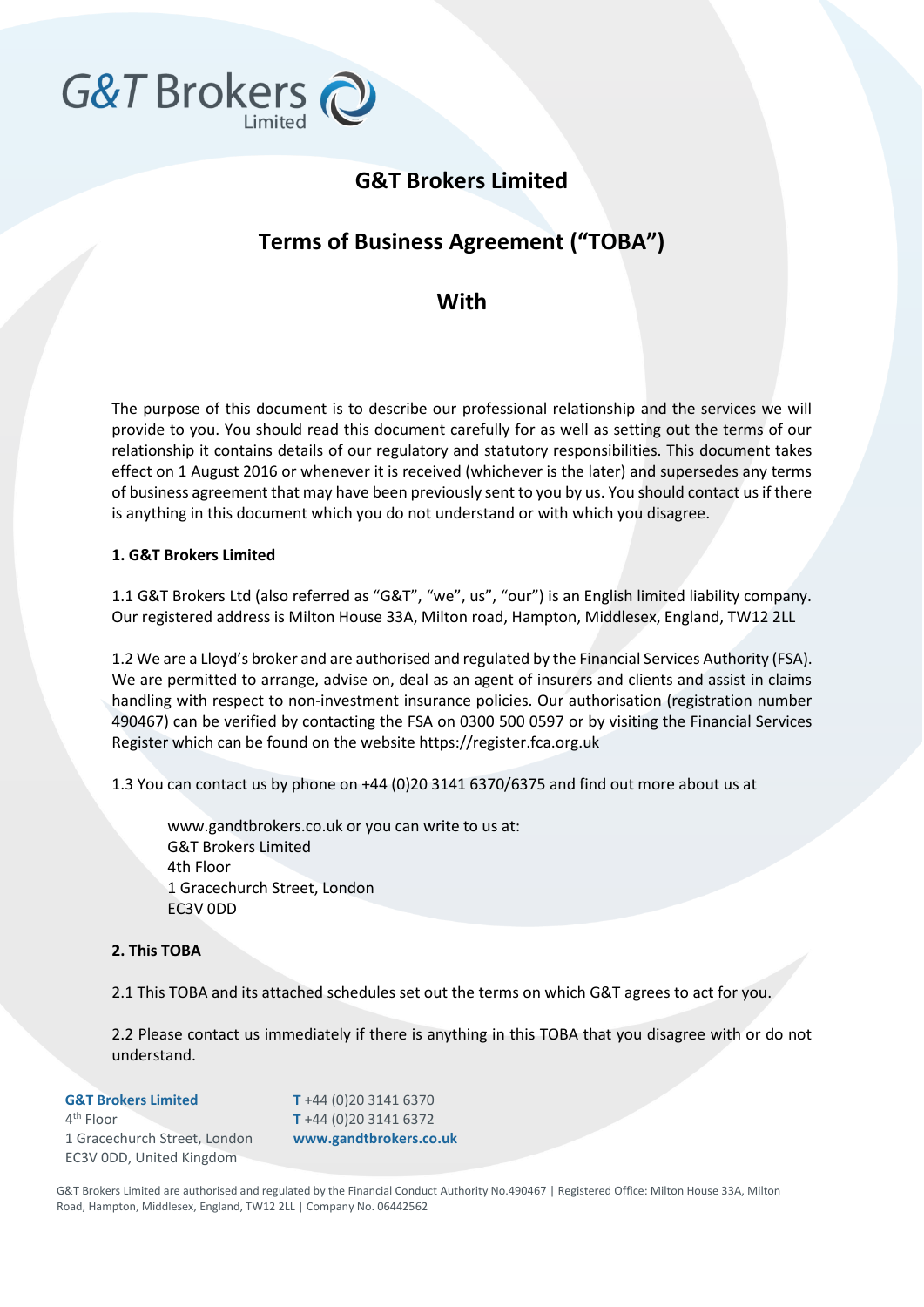# G&T Brokers Limited

## Terms of Business Agreement ("TOBA")

## With

The purpose of this document is to describe our professional relationship and the services we will provide to you. You should read this document carefully for as well as setting out the terms of our relationship it contains details of our regulatory and statutory responsibilities. This document takes effect on 1 August 2016 or whenever it is received (whichever is the later) and supersedes any terms of business agreement that may have been previously sent to you by us. You should contact us if there is anything in this document which you do not understand or with which you disagree.

**1. G&T Brokers Limited**

1.1 G&T Brokers Ltd (also referred as "G&T", "we", us", "our") is an English limited liability company. Our registered address is Milton House 33A, Milton road, Hampton, Middlesex, England, TW12 2LL

1.2 We are a Lloyd's broker and are authorised and regulated by the Financial Services Authority (FSA). We are permitted to arrange, advise on, deal as an agent of insurers and clients and assist in claims handling with respect to non-investment insurance policies. Our authorisation (registration number 490467) can be verified by contacting the FSA on 0300 500 0597 or by visiting the Financial Services Register which can be found on the website https://register.fca.org.uk

1.3 You can contact us by phone on +44 (0)20 3141 6370/6375 and find out more about us at

> www.gandtbrokers.co.uk or you can write to us at:
> G&T Brokers Limited
> 4th Floor
> 1 Gracechurch Street, London
> EC3V 0DD

**2. This TOBA**

2.1 This TOBA and its attached schedules set out the terms on which G&T agrees to act for you.

2.2 Please contact us immediately if there is anything in this TOBA that you disagree with or do not understand.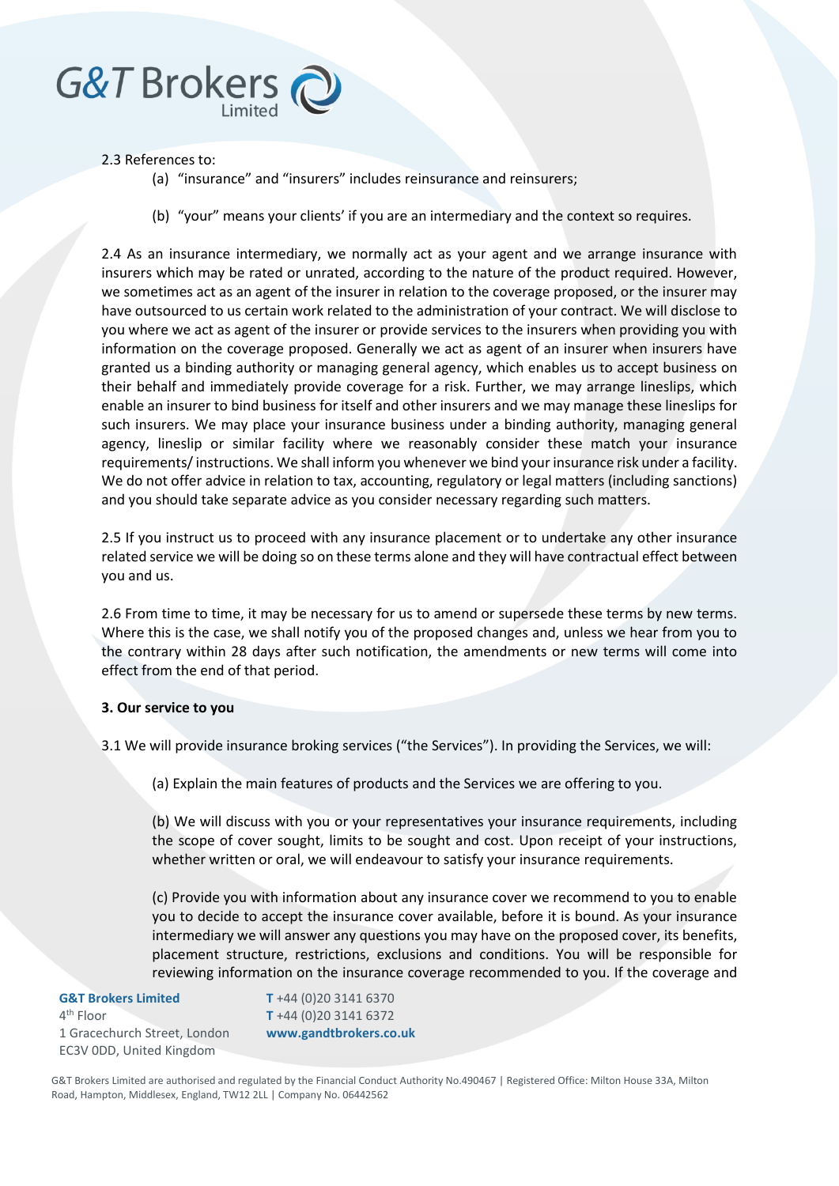2.3 References to:

(a) "insurance" and "insurers" includes reinsurance and reinsurers;

(b) "your" means your clients' if you are an intermediary and the context so requires.

2.4 As an insurance intermediary, we normally act as your agent and we arrange insurance with insurers which may be rated or unrated, according to the nature of the product required. However, we sometimes act as an agent of the insurer in relation to the coverage proposed, or the insurer may have outsourced to us certain work related to the administration of your contract. We will disclose to you where we act as agent of the insurer or provide services to the insurers when providing you with information on the coverage proposed. Generally we act as agent of an insurer when insurers have granted us a binding authority or managing general agency, which enables us to accept business on their behalf and immediately provide coverage for a risk. Further, we may arrange lineslips, which enable an insurer to bind business for itself and other insurers and we may manage these lineslips for such insurers. We may place your insurance business under a binding authority, managing general agency, lineslip or similar facility where we reasonably consider these match your insurance requirements/ instructions. We shall inform you whenever we bind your insurance risk under a facility. We do not offer advice in relation to tax, accounting, regulatory or legal matters (including sanctions) and you should take separate advice as you consider necessary regarding such matters.

2.5 If you instruct us to proceed with any insurance placement or to undertake any other insurance related service we will be doing so on these terms alone and they will have contractual effect between you and us.

2.6 From time to time, it may be necessary for us to amend or supersede these terms by new terms. Where this is the case, we shall notify you of the proposed changes and, unless we hear from you to the contrary within 28 days after such notification, the amendments or new terms will come into effect from the end of that period.

**3. Our service to you**

3.1 We will provide insurance broking services ("the Services"). In providing the Services, we will:

(a) Explain the main features of products and the Services we are offering to you.

(b) We will discuss with you or your representatives your insurance requirements, including the scope of cover sought, limits to be sought and cost. Upon receipt of your instructions, whether written or oral, we will endeavour to satisfy your insurance requirements.

(c) Provide you with information about any insurance cover we recommend to you to enable you to decide to accept the insurance cover available, before it is bound. As your insurance intermediary we will answer any questions you may have on the proposed cover, its benefits, placement structure, restrictions, exclusions and conditions. You will be responsible for reviewing information on the insurance coverage recommended to you. If the coverage and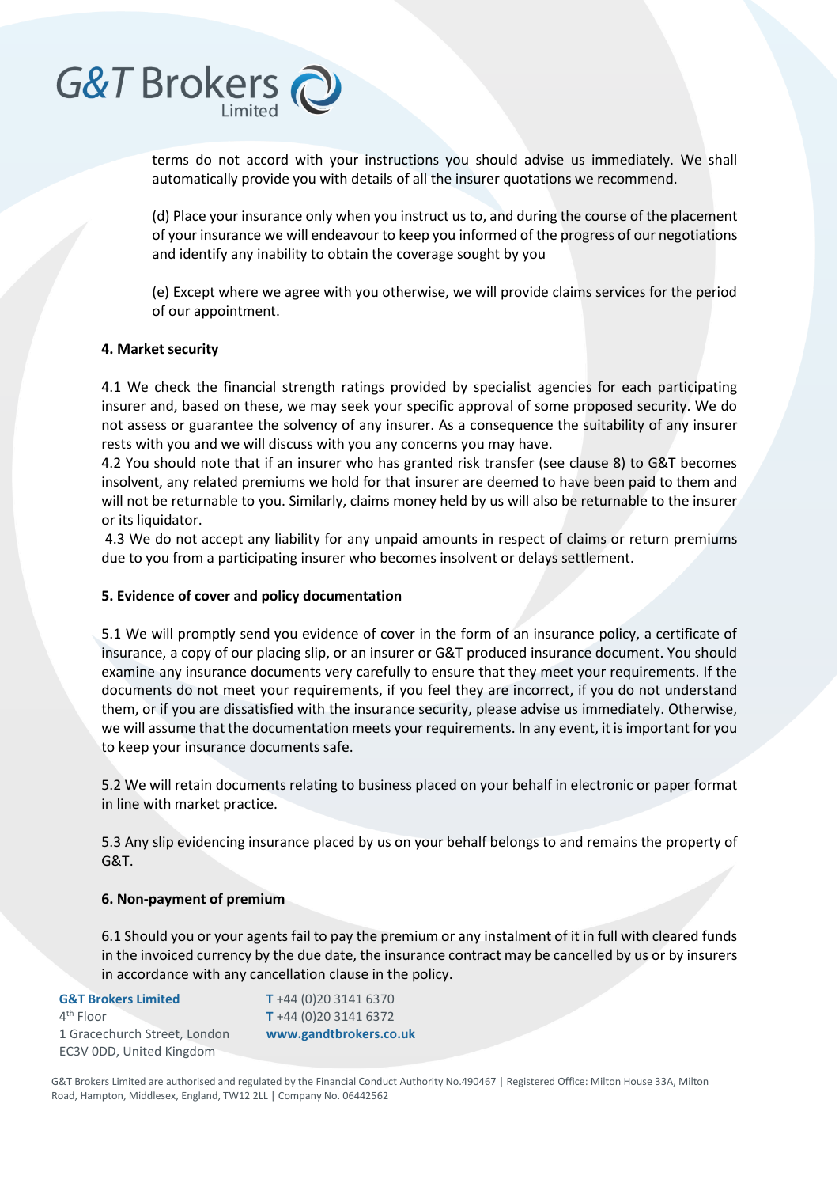terms do not accord with your instructions you should advise us immediately. We shall automatically provide you with details of all the insurer quotations we recommend.

(d) Place your insurance only when you instruct us to, and during the course of the placement of your insurance we will endeavour to keep you informed of the progress of our negotiations and identify any inability to obtain the coverage sought by you

(e) Except where we agree with you otherwise, we will provide claims services for the period of our appointment.

**4. Market security**

4.1 We check the financial strength ratings provided by specialist agencies for each participating insurer and, based on these, we may seek your specific approval of some proposed security. We do not assess or guarantee the solvency of any insurer. As a consequence the suitability of any insurer rests with you and we will discuss with you any concerns you may have.

4.2 You should note that if an insurer who has granted risk transfer (see clause 8) to G&T becomes insolvent, any related premiums we hold for that insurer are deemed to have been paid to them and will not be returnable to you. Similarly, claims money held by us will also be returnable to the insurer or its liquidator.

4.3 We do not accept any liability for any unpaid amounts in respect of claims or return premiums due to you from a participating insurer who becomes insolvent or delays settlement.

**5. Evidence of cover and policy documentation**

5.1 We will promptly send you evidence of cover in the form of an insurance policy, a certificate of insurance, a copy of our placing slip, or an insurer or G&T produced insurance document. You should examine any insurance documents very carefully to ensure that they meet your requirements. If the documents do not meet your requirements, if you feel they are incorrect, if you do not understand them, or if you are dissatisfied with the insurance security, please advise us immediately. Otherwise, we will assume that the documentation meets your requirements. In any event, it is important for you to keep your insurance documents safe.

5.2 We will retain documents relating to business placed on your behalf in electronic or paper format in line with market practice.

5.3 Any slip evidencing insurance placed by us on your behalf belongs to and remains the property of G&T.

**6. Non-payment of premium**

6.1 Should you or your agents fail to pay the premium or any instalment of it in full with cleared funds in the invoiced currency by the due date, the insurance contract may be cancelled by us or by insurers in accordance with any cancellation clause in the policy.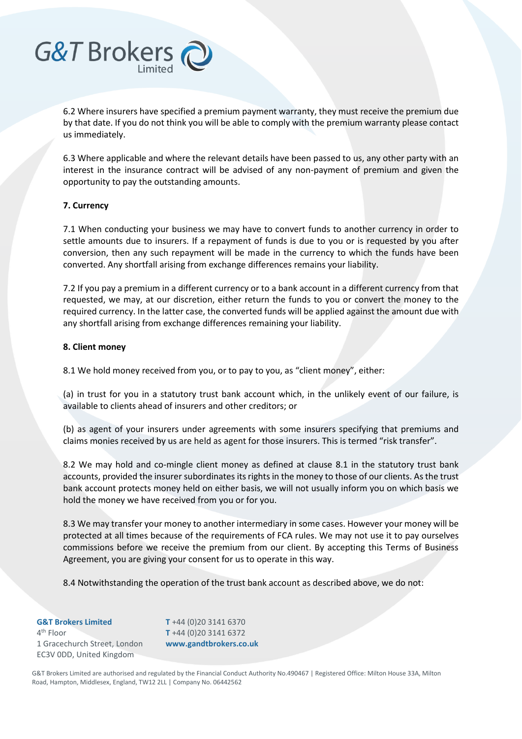6.2 Where insurers have specified a premium payment warranty, they must receive the premium due by that date. If you do not think you will be able to comply with the premium warranty please contact us immediately.

6.3 Where applicable and where the relevant details have been passed to us, any other party with an interest in the insurance contract will be advised of any non-payment of premium and given the opportunity to pay the outstanding amounts.

**7. Currency**

7.1 When conducting your business we may have to convert funds to another currency in order to settle amounts due to insurers. If a repayment of funds is due to you or is requested by you after conversion, then any such repayment will be made in the currency to which the funds have been converted. Any shortfall arising from exchange differences remains your liability.

7.2 If you pay a premium in a different currency or to a bank account in a different currency from that requested, we may, at our discretion, either return the funds to you or convert the money to the required currency. In the latter case, the converted funds will be applied against the amount due with any shortfall arising from exchange differences remaining your liability.

**8. Client money**

8.1 We hold money received from you, or to pay to you, as "client money", either:

(a) in trust for you in a statutory trust bank account which, in the unlikely event of our failure, is available to clients ahead of insurers and other creditors; or

(b) as agent of your insurers under agreements with some insurers specifying that premiums and claims monies received by us are held as agent for those insurers. This is termed "risk transfer".

8.2 We may hold and co-mingle client money as defined at clause 8.1 in the statutory trust bank accounts, provided the insurer subordinates its rights in the money to those of our clients. As the trust bank account protects money held on either basis, we will not usually inform you on which basis we hold the money we have received from you or for you.

8.3 We may transfer your money to another intermediary in some cases. However your money will be protected at all times because of the requirements of FCA rules. We may not use it to pay ourselves commissions before we receive the premium from our client. By accepting this Terms of Business Agreement, you are giving your consent for us to operate in this way.

8.4 Notwithstanding the operation of the trust bank account as described above, we do not: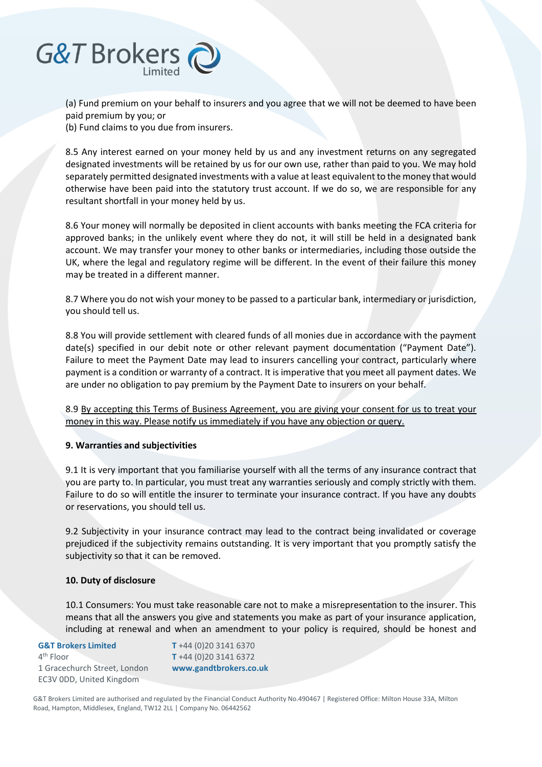(a) Fund premium on your behalf to insurers and you agree that we will not be deemed to have been paid premium by you; or
(b) Fund claims to you due from insurers.

8.5 Any interest earned on your money held by us and any investment returns on any segregated designated investments will be retained by us for our own use, rather than paid to you. We may hold separately permitted designated investments with a value at least equivalent to the money that would otherwise have been paid into the statutory trust account. If we do so, we are responsible for any resultant shortfall in your money held by us.

8.6 Your money will normally be deposited in client accounts with banks meeting the FCA criteria for approved banks; in the unlikely event where they do not, it will still be held in a designated bank account. We may transfer your money to other banks or intermediaries, including those outside the UK, where the legal and regulatory regime will be different. In the event of their failure this money may be treated in a different manner.

8.7 Where you do not wish your money to be passed to a particular bank, intermediary or jurisdiction, you should tell us.

8.8 You will provide settlement with cleared funds of all monies due in accordance with the payment date(s) specified in our debit note or other relevant payment documentation ("Payment Date"). Failure to meet the Payment Date may lead to insurers cancelling your contract, particularly where payment is a condition or warranty of a contract. It is imperative that you meet all payment dates. We are under no obligation to pay premium by the Payment Date to insurers on your behalf.

8.9 <u>By accepting this Terms of Business Agreement, you are giving your consent for us to treat your money in this way. Please notify us immediately if you have any objection or query.</u>

**9. Warranties and subjectivities**

9.1 It is very important that you familiarise yourself with all the terms of any insurance contract that you are party to. In particular, you must treat any warranties seriously and comply strictly with them. Failure to do so will entitle the insurer to terminate your insurance contract. If you have any doubts or reservations, you should tell us.

9.2 Subjectivity in your insurance contract may lead to the contract being invalidated or coverage prejudiced if the subjectivity remains outstanding. It is very important that you promptly satisfy the subjectivity so that it can be removed.

**10. Duty of disclosure**

10.1 Consumers: You must take reasonable care not to make a misrepresentation to the insurer. This means that all the answers you give and statements you make as part of your insurance application, including at renewal and when an amendment to your policy is required, should be honest and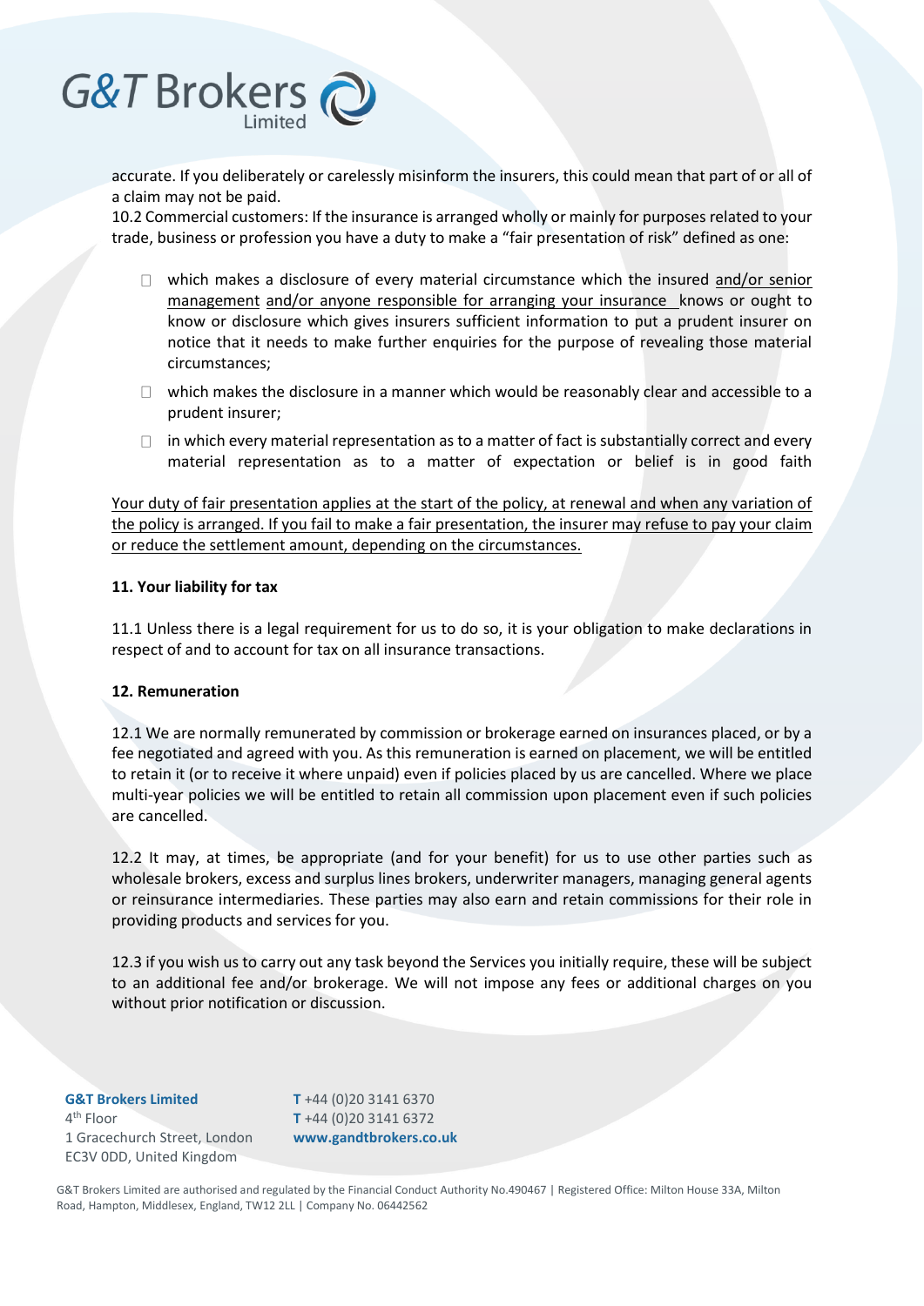accurate. If you deliberately or carelessly misinform the insurers, this could mean that part of or all of a claim may not be paid.

10.2 Commercial customers: If the insurance is arranged wholly or mainly for purposes related to your trade, business or profession you have a duty to make a "fair presentation of risk" defined as one:

- which makes a disclosure of every material circumstance which the insured <u>and/or senior management</u> <u>and/or anyone responsible for arranging your insurance</u> knows or ought to know or disclosure which gives insurers sufficient information to put a prudent insurer on notice that it needs to make further enquiries for the purpose of revealing those material circumstances;
- which makes the disclosure in a manner which would be reasonably clear and accessible to a prudent insurer;
- in which every material representation as to a matter of fact is substantially correct and every material representation as to a matter of expectation or belief is in good faith

<u>Your duty of fair presentation applies at the start of the policy, at renewal and when any variation of the policy is arranged. If you fail to make a fair presentation, the insurer may refuse to pay your claim or reduce the settlement amount, depending on the circumstances.</u>

**11. Your liability for tax**

11.1 Unless there is a legal requirement for us to do so, it is your obligation to make declarations in respect of and to account for tax on all insurance transactions.

**12. Remuneration**

12.1 We are normally remunerated by commission or brokerage earned on insurances placed, or by a fee negotiated and agreed with you. As this remuneration is earned on placement, we will be entitled to retain it (or to receive it where unpaid) even if policies placed by us are cancelled. Where we place multi-year policies we will be entitled to retain all commission upon placement even if such policies are cancelled.

12.2 It may, at times, be appropriate (and for your benefit) for us to use other parties such as wholesale brokers, excess and surplus lines brokers, underwriter managers, managing general agents or reinsurance intermediaries. These parties may also earn and retain commissions for their role in providing products and services for you.

12.3 if you wish us to carry out any task beyond the Services you initially require, these will be subject to an additional fee and/or brokerage. We will not impose any fees or additional charges on you without prior notification or discussion.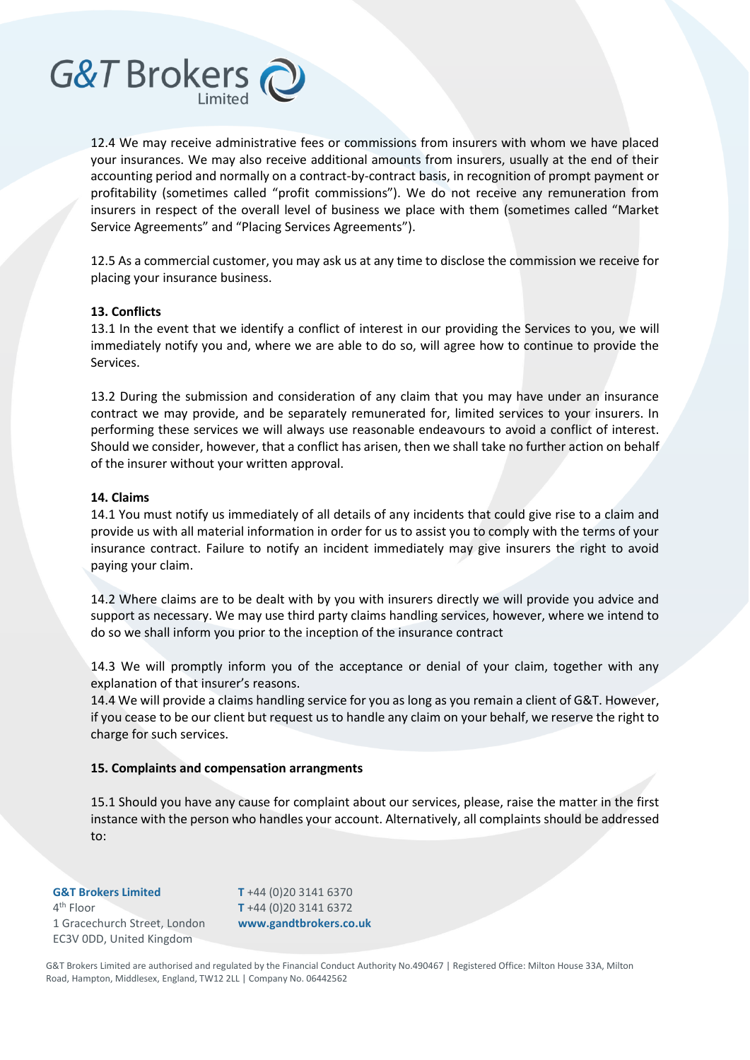12.4 We may receive administrative fees or commissions from insurers with whom we have placed your insurances. We may also receive additional amounts from insurers, usually at the end of their accounting period and normally on a contract-by-contract basis, in recognition of prompt payment or profitability (sometimes called "profit commissions"). We do not receive any remuneration from insurers in respect of the overall level of business we place with them (sometimes called "Market Service Agreements" and "Placing Services Agreements").

12.5 As a commercial customer, you may ask us at any time to disclose the commission we receive for placing your insurance business.

**13. Conflicts**

13.1 In the event that we identify a conflict of interest in our providing the Services to you, we will immediately notify you and, where we are able to do so, will agree how to continue to provide the Services.

13.2 During the submission and consideration of any claim that you may have under an insurance contract we may provide, and be separately remunerated for, limited services to your insurers. In performing these services we will always use reasonable endeavours to avoid a conflict of interest. Should we consider, however, that a conflict has arisen, then we shall take no further action on behalf of the insurer without your written approval.

**14. Claims**

14.1 You must notify us immediately of all details of any incidents that could give rise to a claim and provide us with all material information in order for us to assist you to comply with the terms of your insurance contract. Failure to notify an incident immediately may give insurers the right to avoid paying your claim.

14.2 Where claims are to be dealt with by you with insurers directly we will provide you advice and support as necessary. We may use third party claims handling services, however, where we intend to do so we shall inform you prior to the inception of the insurance contract

14.3 We will promptly inform you of the acceptance or denial of your claim, together with any explanation of that insurer's reasons.

14.4 We will provide a claims handling service for you as long as you remain a client of G&T. However, if you cease to be our client but request us to handle any claim on your behalf, we reserve the right to charge for such services.

**15. Complaints and compensation arrangments**

15.1 Should you have any cause for complaint about our services, please, raise the matter in the first instance with the person who handles your account. Alternatively, all complaints should be addressed to: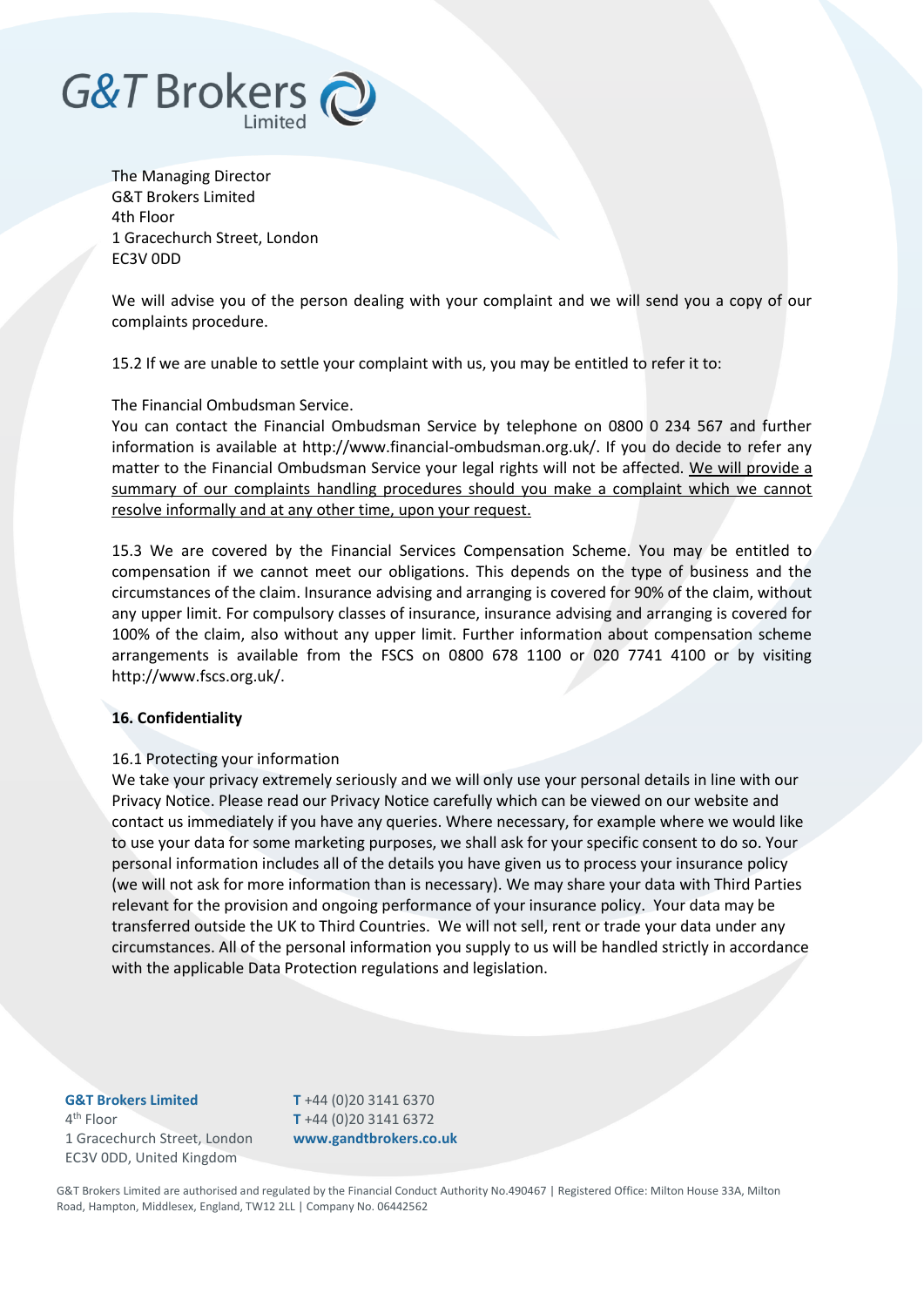The Managing Director
G&T Brokers Limited
4th Floor
1 Gracechurch Street, London
EC3V 0DD

We will advise you of the person dealing with your complaint and we will send you a copy of our complaints procedure.

15.2 If we are unable to settle your complaint with us, you may be entitled to refer it to:

The Financial Ombudsman Service.
You can contact the Financial Ombudsman Service by telephone on 0800 0 234 567 and further information is available at http://www.financial-ombudsman.org.uk/. If you do decide to refer any matter to the Financial Ombudsman Service your legal rights will not be affected. We will provide a summary of our complaints handling procedures should you make a complaint which we cannot resolve informally and at any other time, upon your request.

15.3 We are covered by the Financial Services Compensation Scheme. You may be entitled to compensation if we cannot meet our obligations. This depends on the type of business and the circumstances of the claim. Insurance advising and arranging is covered for 90% of the claim, without any upper limit. For compulsory classes of insurance, insurance advising and arranging is covered for 100% of the claim, also without any upper limit. Further information about compensation scheme arrangements is available from the FSCS on 0800 678 1100 or 020 7741 4100 or by visiting http://www.fscs.org.uk/.

**16. Confidentiality**

16.1 Protecting your information
We take your privacy extremely seriously and we will only use your personal details in line with our Privacy Notice. Please read our Privacy Notice carefully which can be viewed on our website and contact us immediately if you have any queries. Where necessary, for example where we would like to use your data for some marketing purposes, we shall ask for your specific consent to do so. Your personal information includes all of the details you have given us to process your insurance policy (we will not ask for more information than is necessary). We may share your data with Third Parties relevant for the provision and ongoing performance of your insurance policy. Your data may be transferred outside the UK to Third Countries. We will not sell, rent or trade your data under any circumstances. All of the personal information you supply to us will be handled strictly in accordance with the applicable Data Protection regulations and legislation.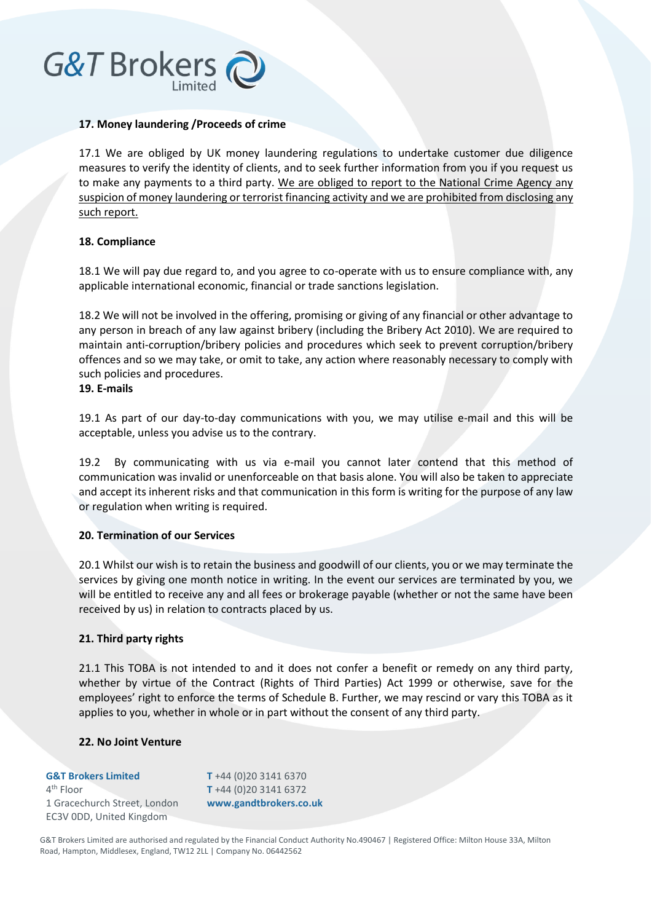## 17. Money laundering /Proceeds of crime

17.1 We are obliged by UK money laundering regulations to undertake customer due diligence measures to verify the identity of clients, and to seek further information from you if you request us to make any payments to a third party. <u>We are obliged to report to the National Crime Agency any suspicion of money laundering or terrorist financing activity and we are prohibited from disclosing any such report.</u>

## 18. Compliance

18.1 We will pay due regard to, and you agree to co-operate with us to ensure compliance with, any applicable international economic, financial or trade sanctions legislation.

18.2 We will not be involved in the offering, promising or giving of any financial or other advantage to any person in breach of any law against bribery (including the Bribery Act 2010). We are required to maintain anti-corruption/bribery policies and procedures which seek to prevent corruption/bribery offences and so we may take, or omit to take, any action where reasonably necessary to comply with such policies and procedures.

## 19. E-mails

19.1 As part of our day-to-day communications with you, we may utilise e-mail and this will be acceptable, unless you advise us to the contrary.

19.2 By communicating with us via e-mail you cannot later contend that this method of communication was invalid or unenforceable on that basis alone. You will also be taken to appreciate and accept its inherent risks and that communication in this form is writing for the purpose of any law or regulation when writing is required.

## 20. Termination of our Services

20.1 Whilst our wish is to retain the business and goodwill of our clients, you or we may terminate the services by giving one month notice in writing. In the event our services are terminated by you, we will be entitled to receive any and all fees or brokerage payable (whether or not the same have been received by us) in relation to contracts placed by us.

## 21. Third party rights

21.1 This TOBA is not intended to and it does not confer a benefit or remedy on any third party, whether by virtue of the Contract (Rights of Third Parties) Act 1999 or otherwise, save for the employees' right to enforce the terms of Schedule B. Further, we may rescind or vary this TOBA as it applies to you, whether in whole or in part without the consent of any third party.

## 22. No Joint Venture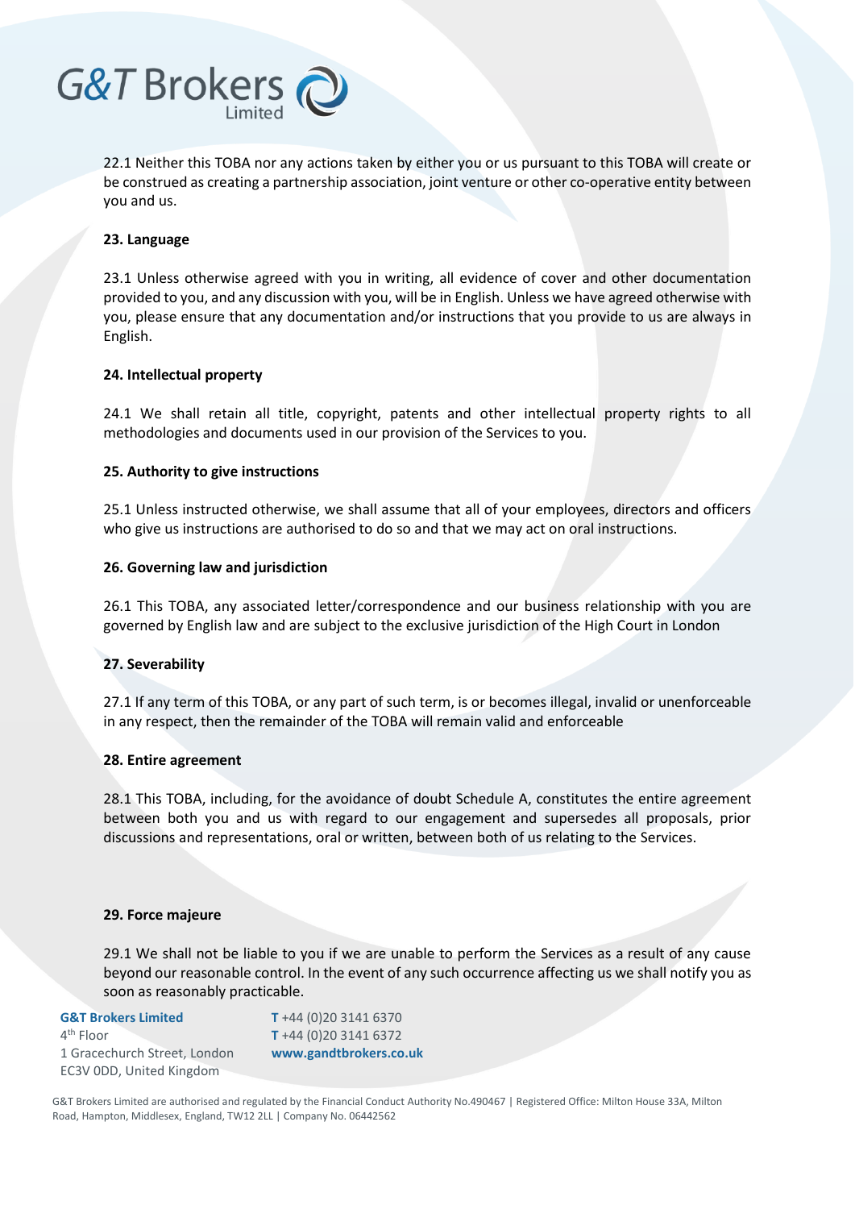22.1 Neither this TOBA nor any actions taken by either you or us pursuant to this TOBA will create or be construed as creating a partnership association, joint venture or other co-operative entity between you and us.

**23. Language**

23.1 Unless otherwise agreed with you in writing, all evidence of cover and other documentation provided to you, and any discussion with you, will be in English. Unless we have agreed otherwise with you, please ensure that any documentation and/or instructions that you provide to us are always in English.

**24. Intellectual property**

24.1 We shall retain all title, copyright, patents and other intellectual property rights to all methodologies and documents used in our provision of the Services to you.

**25. Authority to give instructions**

25.1 Unless instructed otherwise, we shall assume that all of your employees, directors and officers who give us instructions are authorised to do so and that we may act on oral instructions.

**26. Governing law and jurisdiction**

26.1 This TOBA, any associated letter/correspondence and our business relationship with you are governed by English law and are subject to the exclusive jurisdiction of the High Court in London

**27. Severability**

27.1 If any term of this TOBA, or any part of such term, is or becomes illegal, invalid or unenforceable in any respect, then the remainder of the TOBA will remain valid and enforceable

**28. Entire agreement**

28.1 This TOBA, including, for the avoidance of doubt Schedule A, constitutes the entire agreement between both you and us with regard to our engagement and supersedes all proposals, prior discussions and representations, oral or written, between both of us relating to the Services.

**29. Force majeure**

29.1 We shall not be liable to you if we are unable to perform the Services as a result of any cause beyond our reasonable control. In the event of any such occurrence affecting us we shall notify you as soon as reasonably practicable.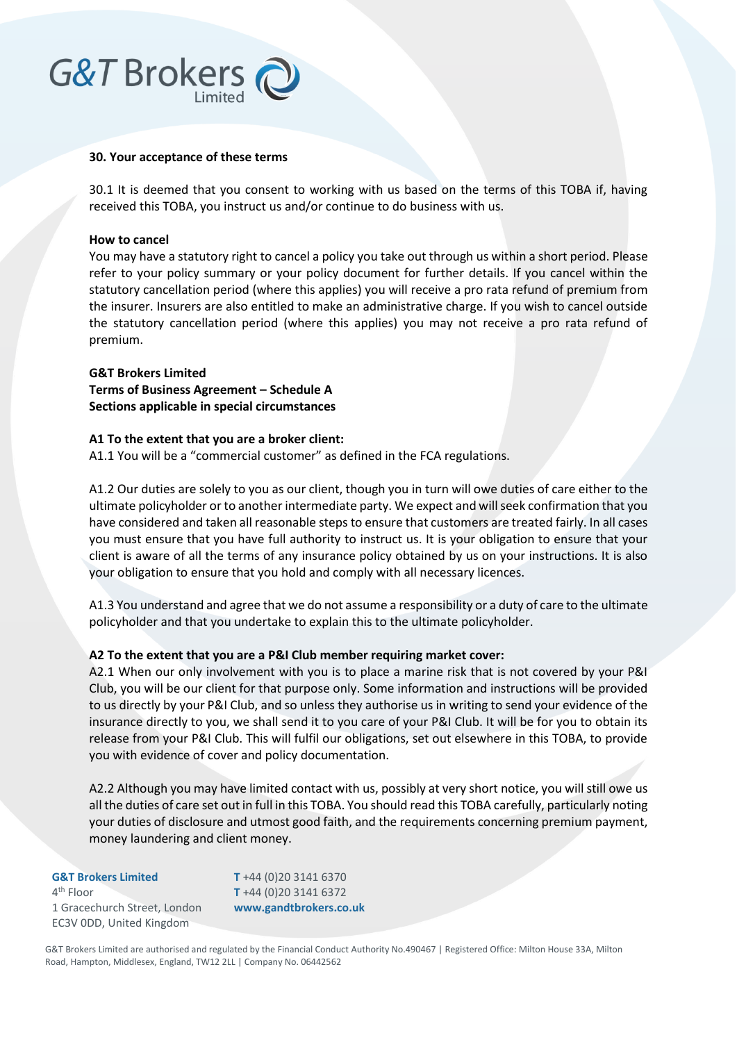**30. Your acceptance of these terms**

30.1 It is deemed that you consent to working with us based on the terms of this TOBA if, having received this TOBA, you instruct us and/or continue to do business with us.

**How to cancel**

You may have a statutory right to cancel a policy you take out through us within a short period. Please refer to your policy summary or your policy document for further details. If you cancel within the statutory cancellation period (where this applies) you will receive a pro rata refund of premium from the insurer. Insurers are also entitled to make an administrative charge. If you wish to cancel outside the statutory cancellation period (where this applies) you may not receive a pro rata refund of premium.

**G&T Brokers Limited**
**Terms of Business Agreement – Schedule A**
**Sections applicable in special circumstances**

**A1 To the extent that you are a broker client:**

A1.1 You will be a "commercial customer" as defined in the FCA regulations.

A1.2 Our duties are solely to you as our client, though you in turn will owe duties of care either to the ultimate policyholder or to another intermediate party. We expect and will seek confirmation that you have considered and taken all reasonable steps to ensure that customers are treated fairly. In all cases you must ensure that you have full authority to instruct us. It is your obligation to ensure that your client is aware of all the terms of any insurance policy obtained by us on your instructions. It is also your obligation to ensure that you hold and comply with all necessary licences.

A1.3 You understand and agree that we do not assume a responsibility or a duty of care to the ultimate policyholder and that you undertake to explain this to the ultimate policyholder.

**A2 To the extent that you are a P&I Club member requiring market cover:**

A2.1 When our only involvement with you is to place a marine risk that is not covered by your P&I Club, you will be our client for that purpose only. Some information and instructions will be provided to us directly by your P&I Club, and so unless they authorise us in writing to send your evidence of the insurance directly to you, we shall send it to you care of your P&I Club. It will be for you to obtain its release from your P&I Club. This will fulfil our obligations, set out elsewhere in this TOBA, to provide you with evidence of cover and policy documentation.

A2.2 Although you may have limited contact with us, possibly at very short notice, you will still owe us all the duties of care set out in full in this TOBA. You should read this TOBA carefully, particularly noting your duties of disclosure and utmost good faith, and the requirements concerning premium payment, money laundering and client money.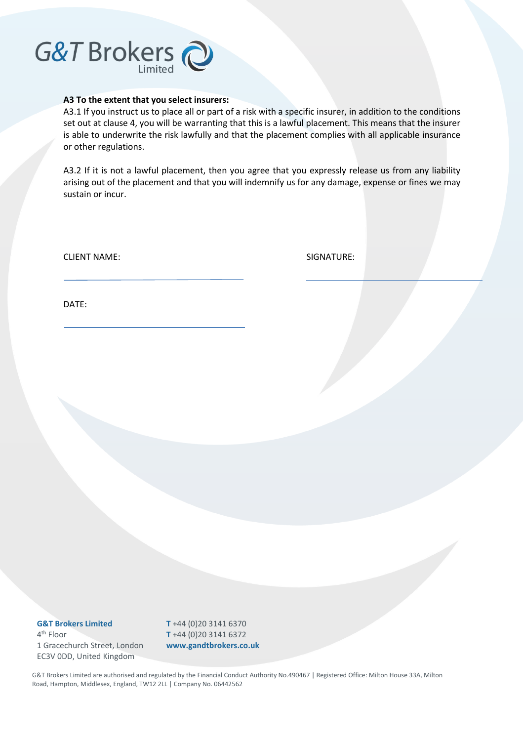**A3 To the extent that you select insurers:**

A3.1 If you instruct us to place all or part of a risk with a specific insurer, in addition to the conditions set out at clause 4, you will be warranting that this is a lawful placement. This means that the insurer is able to underwrite the risk lawfully and that the placement complies with all applicable insurance or other regulations.

A3.2 If it is not a lawful placement, then you agree that you expressly release us from any liability arising out of the placement and that you will indemnify us for any damage, expense or fines we may sustain or incur.

CLIENT NAME: ______________________

SIGNATURE: ______________________

DATE: ______________________

**G&T Brokers Limited**
4th Floor
1 Gracechurch Street, London
EC3V 0DD, United Kingdom

**T** +44 (0)20 3141 6370
**T** +44 (0)20 3141 6372
**www.gandtbrokers.co.uk**

G&T Brokers Limited are authorised and regulated by the Financial Conduct Authority No.490467 | Registered Office: Milton House 33A, Milton Road, Hampton, Middlesex, England, TW12 2LL | Company No. 06442562